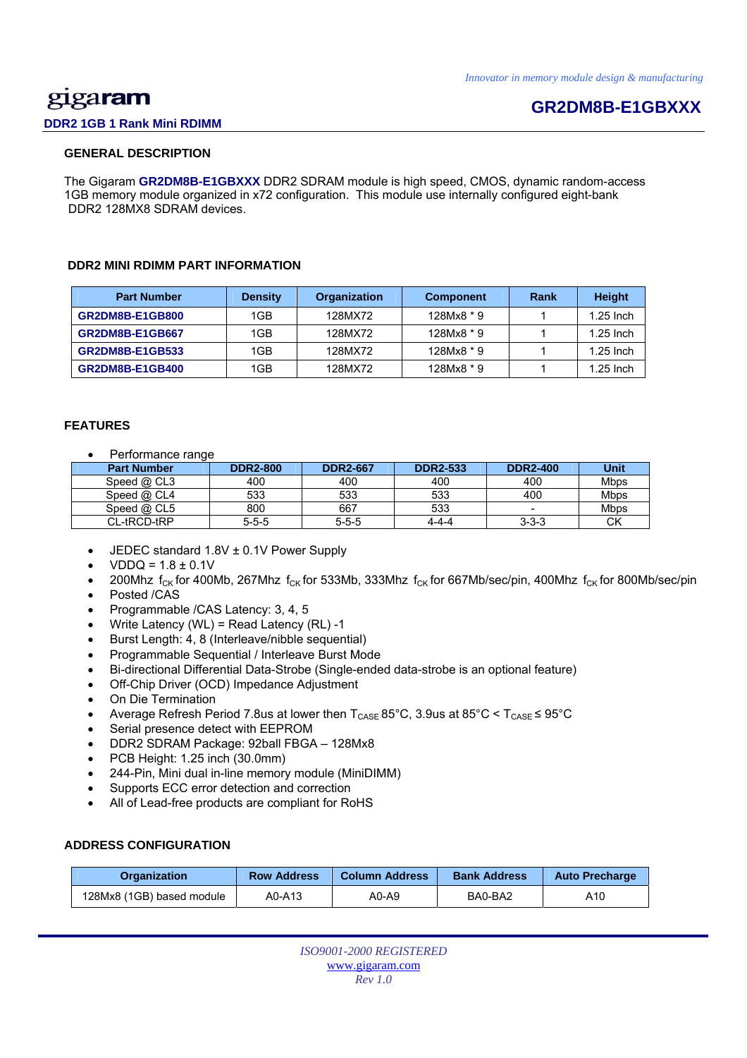*Innovator in memory module design & manufacturing*

gigaram

**DDR2 1GB 1 Rank Mini RDIMM**

**GR2DM8B-E1GBXXX**

## GENERAL DESCRIPTION

The Gigaram **GR2DM8B-E1GBXXX** DDR2 SDRAM module is high speed, CMOS, dynamic random-access 1GB memory module organized in x72 configuration. This module use internally configured eight-bank DDR2 128MX8 SDRAM devices.

## DDR2 MINI RDIMM PART INFORMATION

| Part Number | Density | Organization | Component | Rank | Height |
|---|---|---|---|---|---|
| **GR2DM8B-E1GB800** | 1GB | 128MX72 | 128Mx8 * 9 | 1 | 1.25 Inch |
| **GR2DM8B-E1GB667** | 1GB | 128MX72 | 128Mx8 * 9 | 1 | 1.25 Inch |
| **GR2DM8B-E1GB533** | 1GB | 128MX72 | 128Mx8 * 9 | 1 | 1.25 Inch |
| **GR2DM8B-E1GB400** | 1GB | 128MX72 | 128Mx8 * 9 | 1 | 1.25 Inch |

## FEATURES

- Performance range

| Part Number | DDR2-800 | DDR2-667 | DDR2-533 | DDR2-400 | Unit |
|---|---|---|---|---|---|
| Speed @ CL3 | 400 | 400 | 400 | 400 | Mbps |
| Speed @ CL4 | 533 | 533 | 533 | 400 | Mbps |
| Speed @ CL5 | 800 | 667 | 533 | - | Mbps |
| CL-tRCD-tRP | 5-5-5 | 5-5-5 | 4-4-4 | 3-3-3 | CK |

- JEDEC standard 1.8V ± 0.1V Power Supply
- VDDQ = 1.8 ± 0.1V
- 200Mhz $f_{CK}$ for 400Mb, 267Mhz $f_{CK}$ for 533Mb, 333Mhz $f_{CK}$ for 667Mb/sec/pin, 400Mhz $f_{CK}$ for 800Mb/sec/pin
- Posted /CAS
- Programmable /CAS Latency: 3, 4, 5
- Write Latency (WL) = Read Latency (RL) -1
- Burst Length: 4, 8 (Interleave/nibble sequential)
- Programmable Sequential / Interleave Burst Mode
- Bi-directional Differential Data-Strobe (Single-ended data-strobe is an optional feature)
- Off-Chip Driver (OCD) Impedance Adjustment
- On Die Termination
- Average Refresh Period 7.8us at lower then $T_{CASE}$ 85°C, 3.9us at 85°C < $T_{CASE}$ ≤ 95°C
- Serial presence detect with EEPROM
- DDR2 SDRAM Package: 92ball FBGA – 128Mx8
- PCB Height: 1.25 inch (30.0mm)
- 244-Pin, Mini dual in-line memory module (MiniDIMM)
- Supports ECC error detection and correction
- All of Lead-free products are compliant for RoHS

## ADDRESS CONFIGURATION

| Organization | Row Address | Column Address | Bank Address | Auto Precharge |
|---|---|---|---|---|
| 128Mx8 (1GB) based module | A0-A13 | A0-A9 | BA0-BA2 | A10 |

*ISO9001-2000 REGISTERED*
www.gigaram.com
*Rev 1.0*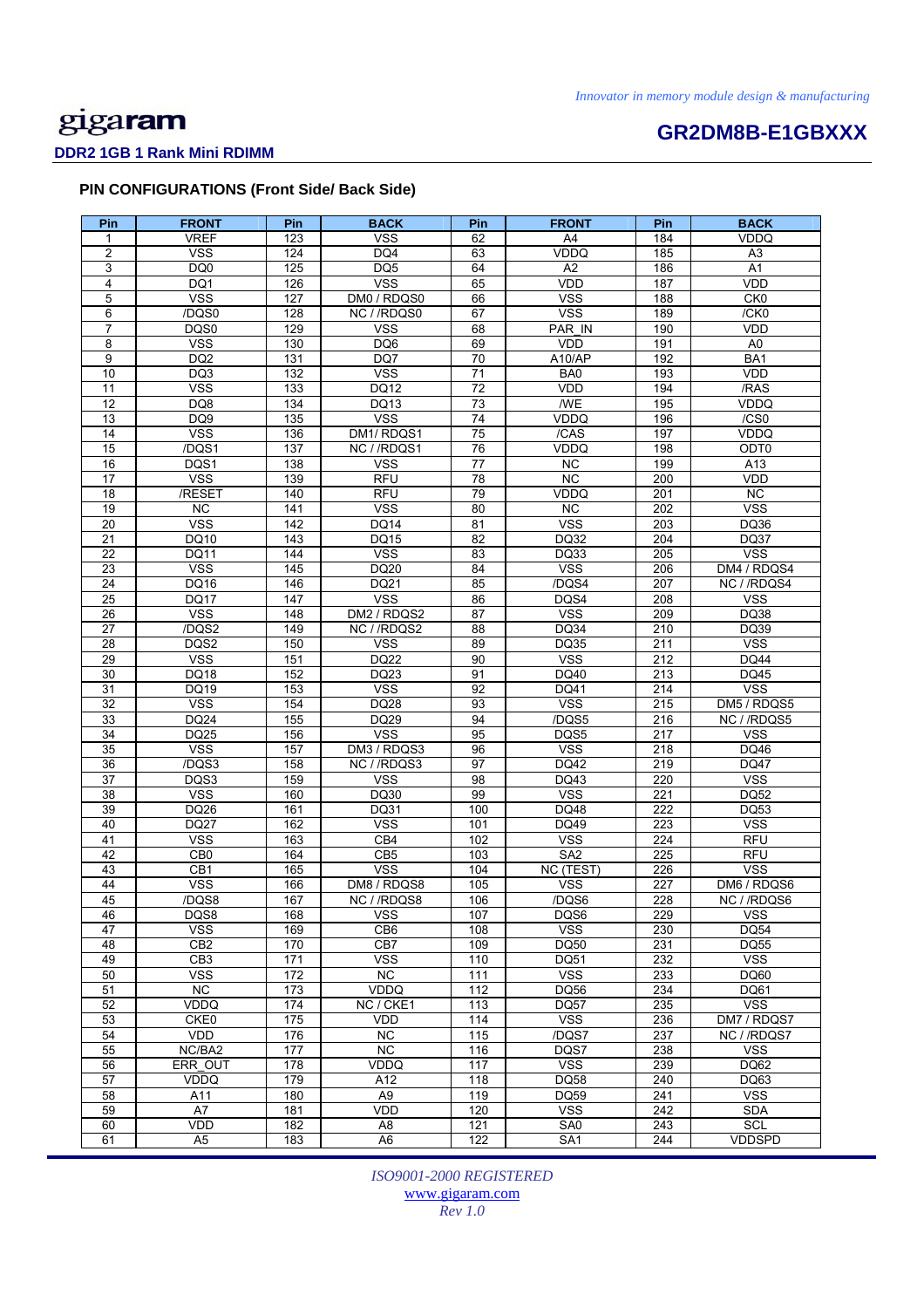## PIN CONFIGURATIONS (Front Side/ Back Side)

| Pin | FRONT | Pin | BACK | Pin | FRONT | Pin | BACK |
|---|---|---|---|---|---|---|---|
| 1 | VREF | 123 | VSS | 62 | A4 | 184 | VDDQ |
| 2 | VSS | 124 | DQ4 | 63 | VDDQ | 185 | A3 |
| 3 | DQ0 | 125 | DQ5 | 64 | A2 | 186 | A1 |
| 4 | DQ1 | 126 | VSS | 65 | VDD | 187 | VDD |
| 5 | VSS | 127 | DM0 / RDQS0 | 66 | VSS | 188 | CK0 |
| 6 | /DQS0 | 128 | NC / /RDQS0 | 67 | VSS | 189 | /CK0 |
| 7 | DQS0 | 129 | VSS | 68 | PAR_IN | 190 | VDD |
| 8 | VSS | 130 | DQ6 | 69 | VDD | 191 | A0 |
| 9 | DQ2 | 131 | DQ7 | 70 | A10/AP | 192 | BA1 |
| 10 | DQ3 | 132 | VSS | 71 | BA0 | 193 | VDD |
| 11 | VSS | 133 | DQ12 | 72 | VDD | 194 | /RAS |
| 12 | DQ8 | 134 | DQ13 | 73 | /WE | 195 | VDDQ |
| 13 | DQ9 | 135 | VSS | 74 | VDDQ | 196 | /CS0 |
| 14 | VSS | 136 | DM1/ RDQS1 | 75 | /CAS | 197 | VDDQ |
| 15 | /DQS1 | 137 | NC / /RDQS1 | 76 | VDDQ | 198 | ODT0 |
| 16 | DQS1 | 138 | VSS | 77 | NC | 199 | A13 |
| 17 | VSS | 139 | RFU | 78 | NC | 200 | VDD |
| 18 | /RESET | 140 | RFU | 79 | VDDQ | 201 | NC |
| 19 | NC | 141 | VSS | 80 | NC | 202 | VSS |
| 20 | VSS | 142 | DQ14 | 81 | VSS | 203 | DQ36 |
| 21 | DQ10 | 143 | DQ15 | 82 | DQ32 | 204 | DQ37 |
| 22 | DQ11 | 144 | VSS | 83 | DQ33 | 205 | VSS |
| 23 | VSS | 145 | DQ20 | 84 | VSS | 206 | DM4 / RDQS4 |
| 24 | DQ16 | 146 | DQ21 | 85 | /DQS4 | 207 | NC / /RDQS4 |
| 25 | DQ17 | 147 | VSS | 86 | DQS4 | 208 | VSS |
| 26 | VSS | 148 | DM2 / RDQS2 | 87 | VSS | 209 | DQ38 |
| 27 | /DQS2 | 149 | NC / /RDQS2 | 88 | DQ34 | 210 | DQ39 |
| 28 | DQS2 | 150 | VSS | 89 | DQ35 | 211 | VSS |
| 29 | VSS | 151 | DQ22 | 90 | VSS | 212 | DQ44 |
| 30 | DQ18 | 152 | DQ23 | 91 | DQ40 | 213 | DQ45 |
| 31 | DQ19 | 153 | VSS | 92 | DQ41 | 214 | VSS |
| 32 | VSS | 154 | DQ28 | 93 | VSS | 215 | DM5 / RDQS5 |
| 33 | DQ24 | 155 | DQ29 | 94 | /DQS5 | 216 | NC / /RDQS5 |
| 34 | DQ25 | 156 | VSS | 95 | DQS5 | 217 | VSS |
| 35 | VSS | 157 | DM3 / RDQS3 | 96 | VSS | 218 | DQ46 |
| 36 | /DQS3 | 158 | NC / /RDQS3 | 97 | DQ42 | 219 | DQ47 |
| 37 | DQS3 | 159 | VSS | 98 | DQ43 | 220 | VSS |
| 38 | VSS | 160 | DQ30 | 99 | VSS | 221 | DQ52 |
| 39 | DQ26 | 161 | DQ31 | 100 | DQ48 | 222 | DQ53 |
| 40 | DQ27 | 162 | VSS | 101 | DQ49 | 223 | VSS |
| 41 | VSS | 163 | CB4 | 102 | VSS | 224 | RFU |
| 42 | CB0 | 164 | CB5 | 103 | SA2 | 225 | RFU |
| 43 | CB1 | 165 | VSS | 104 | NC (TEST) | 226 | VSS |
| 44 | VSS | 166 | DM8 / RDQS8 | 105 | VSS | 227 | DM6 / RDQS6 |
| 45 | /DQS8 | 167 | NC / /RDQS8 | 106 | /DQS6 | 228 | NC / /RDQS6 |
| 46 | DQS8 | 168 | VSS | 107 | DQS6 | 229 | VSS |
| 47 | VSS | 169 | CB6 | 108 | VSS | 230 | DQ54 |
| 48 | CB2 | 170 | CB7 | 109 | DQ50 | 231 | DQ55 |
| 49 | CB3 | 171 | VSS | 110 | DQ51 | 232 | VSS |
| 50 | VSS | 172 | NC | 111 | VSS | 233 | DQ60 |
| 51 | NC | 173 | VDDQ | 112 | DQ56 | 234 | DQ61 |
| 52 | VDDQ | 174 | NC / CKE1 | 113 | DQ57 | 235 | VSS |
| 53 | CKE0 | 175 | VDD | 114 | VSS | 236 | DM7 / RDQS7 |
| 54 | VDD | 176 | NC | 115 | /DQS7 | 237 | NC / /RDQS7 |
| 55 | NC/BA2 | 177 | NC | 116 | DQS7 | 238 | VSS |
| 56 | ERR_OUT | 178 | VDDQ | 117 | VSS | 239 | DQ62 |
| 57 | VDDQ | 179 | A12 | 118 | DQ58 | 240 | DQ63 |
| 58 | A11 | 180 | A9 | 119 | DQ59 | 241 | VSS |
| 59 | A7 | 181 | VDD | 120 | VSS | 242 | SDA |
| 60 | VDD | 182 | A8 | 121 | SA0 | 243 | SCL |
| 61 | A5 | 183 | A6 | 122 | SA1 | 244 | VDDSPD |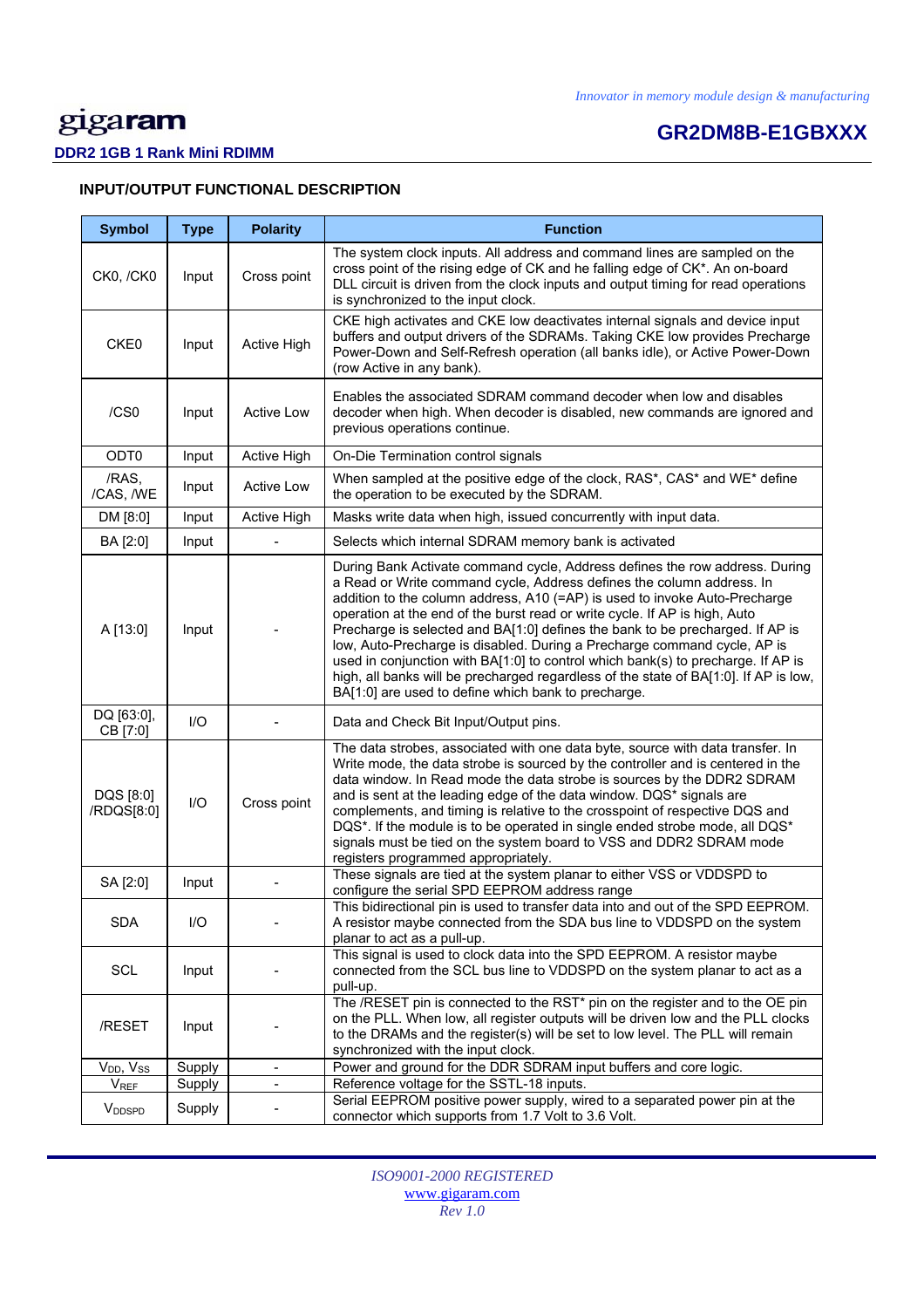## INPUT/OUTPUT FUNCTIONAL DESCRIPTION

| Symbol | Type | Polarity | Function |
|---|---|---|---|
| CK0, /CK0 | Input | Cross point | The system clock inputs. All address and command lines are sampled on the cross point of the rising edge of CK and he falling edge of CK*. An on-board DLL circuit is driven from the clock inputs and output timing for read operations is synchronized to the input clock. |
| CKE0 | Input | Active High | CKE high activates and CKE low deactivates internal signals and device input buffers and output drivers of the SDRAMs. Taking CKE low provides Precharge Power-Down and Self-Refresh operation (all banks idle), or Active Power-Down (row Active in any bank). |
| /CS0 | Input | Active Low | Enables the associated SDRAM command decoder when low and disables decoder when high. When decoder is disabled, new commands are ignored and previous operations continue. |
| ODT0 | Input | Active High | On-Die Termination control signals |
| /RAS, /CAS, /WE | Input | Active Low | When sampled at the positive edge of the clock, RAS*, CAS* and WE* define the operation to be executed by the SDRAM. |
| DM [8:0] | Input | Active High | Masks write data when high, issued concurrently with input data. |
| BA [2:0] | Input | - | Selects which internal SDRAM memory bank is activated |
| A [13:0] | Input | - | During Bank Activate command cycle, Address defines the row address. During a Read or Write command cycle, Address defines the column address. In addition to the column address, A10 (=AP) is used to invoke Auto-Precharge operation at the end of the burst read or write cycle. If AP is high, Auto Precharge is selected and BA[1:0] defines the bank to be precharged. If AP is low, Auto-Precharge is disabled. During a Precharge command cycle, AP is used in conjunction with BA[1:0] to control which bank(s) to precharge. If AP is high, all banks will be precharged regardless of the state of BA[1:0]. If AP is low, BA[1:0] are used to define which bank to precharge. |
| DQ [63:0], CB [7:0] | I/O | - | Data and Check Bit Input/Output pins. |
| DQS [8:0] /RDQS[8:0] | I/O | Cross point | The data strobes, associated with one data byte, source with data transfer. In Write mode, the data strobe is sourced by the controller and is centered in the data window. In Read mode the data strobe is sources by the DDR2 SDRAM and is sent at the leading edge of the data window. DQS* signals are complements, and timing is relative to the crosspoint of respective DQS and DQS*. If the module is to be operated in single ended strobe mode, all DQS* signals must be tied on the system board to VSS and DDR2 SDRAM mode registers programmed appropriately. |
| SA [2:0] | Input | - | These signals are tied at the system planar to either VSS or VDDSPD to configure the serial SPD EEPROM address range |
| SDA | I/O | - | This bidirectional pin is used to transfer data into and out of the SPD EEPROM. A resistor maybe connected from the SDA bus line to VDDSPD on the system planar to act as a pull-up. |
| SCL | Input | - | This signal is used to clock data into the SPD EEPROM. A resistor maybe connected from the SCL bus line to VDDSPD on the system planar to act as a pull-up. |
| /RESET | Input | - | The /RESET pin is connected to the RST* pin on the register and to the OE pin on the PLL. When low, all register outputs will be driven low and the PLL clocks to the DRAMs and the register(s) will be set to low level. The PLL will remain synchronized with the input clock. |
| $V_{DD}$, $V_{SS}$ | Supply | - | Power and ground for the DDR SDRAM input buffers and core logic. |
| $V_{REF}$ | Supply | - | Reference voltage for the SSTL-18 inputs. |
| $V_{DDSPD}$ | Supply | - | Serial EEPROM positive power supply, wired to a separated power pin at the connector which supports from 1.7 Volt to 3.6 Volt. |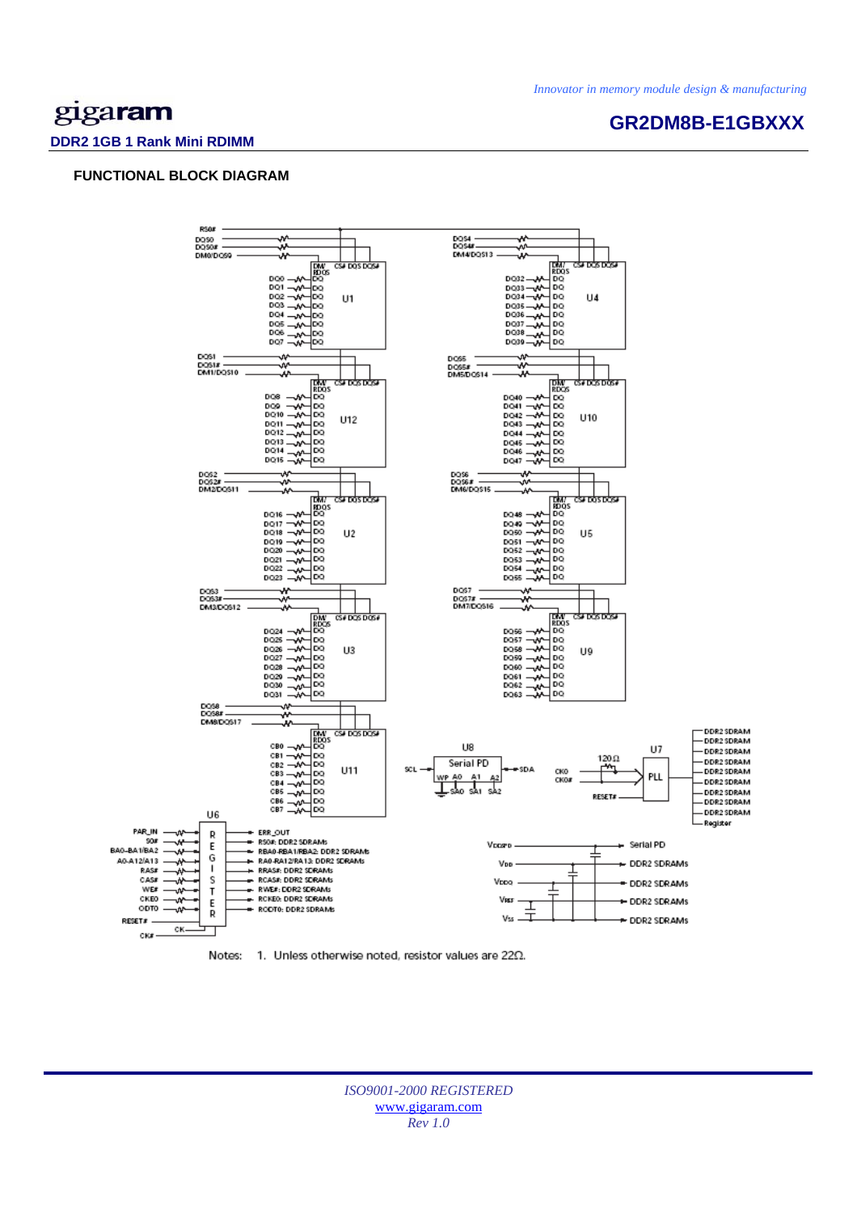## FUNCTIONAL BLOCK DIAGRAM

Notes: 1. Unless otherwise noted, resistor values are 22Ω.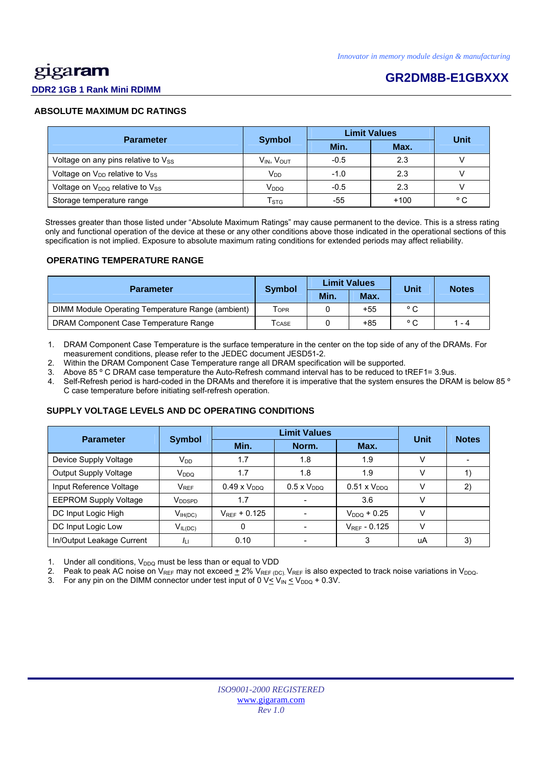## ABSOLUTE MAXIMUM DC RATINGS

| Parameter | Symbol | Limit Values | | Unit |
|---|---|---|---|---|
| | | Min. | Max. | |
| Voltage on any pins relative to $V_{SS}$ | $V_{IN}$, $V_{OUT}$ | -0.5 | 2.3 | V |
| Voltage on $V_{DD}$ relative to $V_{SS}$ | $V_{DD}$ | -1.0 | 2.3 | V |
| Voltage on $V_{DDQ}$ relative to $V_{SS}$ | $V_{DDQ}$ | -0.5 | 2.3 | V |
| Storage temperature range | $T_{STG}$ | -55 | +100 | ° C |

Stresses greater than those listed under "Absolute Maximum Ratings" may cause permanent to the device. This is a stress rating only and functional operation of the device at these or any other conditions above those indicated in the operational sections of this specification is not implied. Exposure to absolute maximum rating conditions for extended periods may affect reliability.

## OPERATING TEMPERATURE RANGE

| Parameter | Symbol | Limit Values | | Unit | Notes |
|---|---|---|---|---|---|
| | | Min. | Max. | | |
| DIMM Module Operating Temperature Range (ambient) | $T_{OPR}$ | 0 | +55 | ° C | |
| DRAM Component Case Temperature Range | $T_{CASE}$ | 0 | +85 | ° C | 1 - 4 |

1. DRAM Component Case Temperature is the surface temperature in the center on the top side of any of the DRAMs. For measurement conditions, please refer to the JEDEC document JESD51-2.
2. Within the DRAM Component Case Temperature range all DRAM specification will be supported.
3. Above 85 ° C DRAM case temperature the Auto-Refresh command interval has to be reduced to tREF1= 3.9us.
4. Self-Refresh period is hard-coded in the DRAMs and therefore it is imperative that the system ensures the DRAM is below 85 ° C case temperature before initiating self-refresh operation.

## SUPPLY VOLTAGE LEVELS AND DC OPERATING CONDITIONS

| Parameter | Symbol | Limit Values | | | Unit | Notes |
|---|---|---|---|---|---|---|
| | | Min. | Norm. | Max. | | |
| Device Supply Voltage | $V_{DD}$ | 1.7 | 1.8 | 1.9 | V | - |
| Output Supply Voltage | $V_{DDQ}$ | 1.7 | 1.8 | 1.9 | V | 1) |
| Input Reference Voltage | $V_{REF}$ | 0.49 x $V_{DDQ}$ | 0.5 x $V_{DDQ}$ | 0.51 x $V_{DDQ}$ | V | 2) |
| EEPROM Supply Voltage | $V_{DDSPD}$ | 1.7 | - | 3.6 | V | |
| DC Input Logic High | $V_{IH(DC)}$ | $V_{REF}$ + 0.125 | - | $V_{DDQ}$ + 0.25 | V | |
| DC Input Logic Low | $V_{IL(DC)}$ | 0 | - | $V_{REF}$ - 0.125 | V | |
| In/Output Leakage Current | $I_{LI}$ | 0.10 | - | 3 | uA | 3) |

1. Under all conditions, $V_{DDQ}$ must be less than or equal to VDD
2. Peak to peak AC noise on $V_{REF}$ may not exceed ± 2% $V_{REF\,(DC)}$. $V_{REF}$ is also expected to track noise variations in $V_{DDQ}$.
3. For any pin on the DIMM connector under test input of 0 V≤ $V_{IN}$ ≤ $V_{DDQ}$ + 0.3V.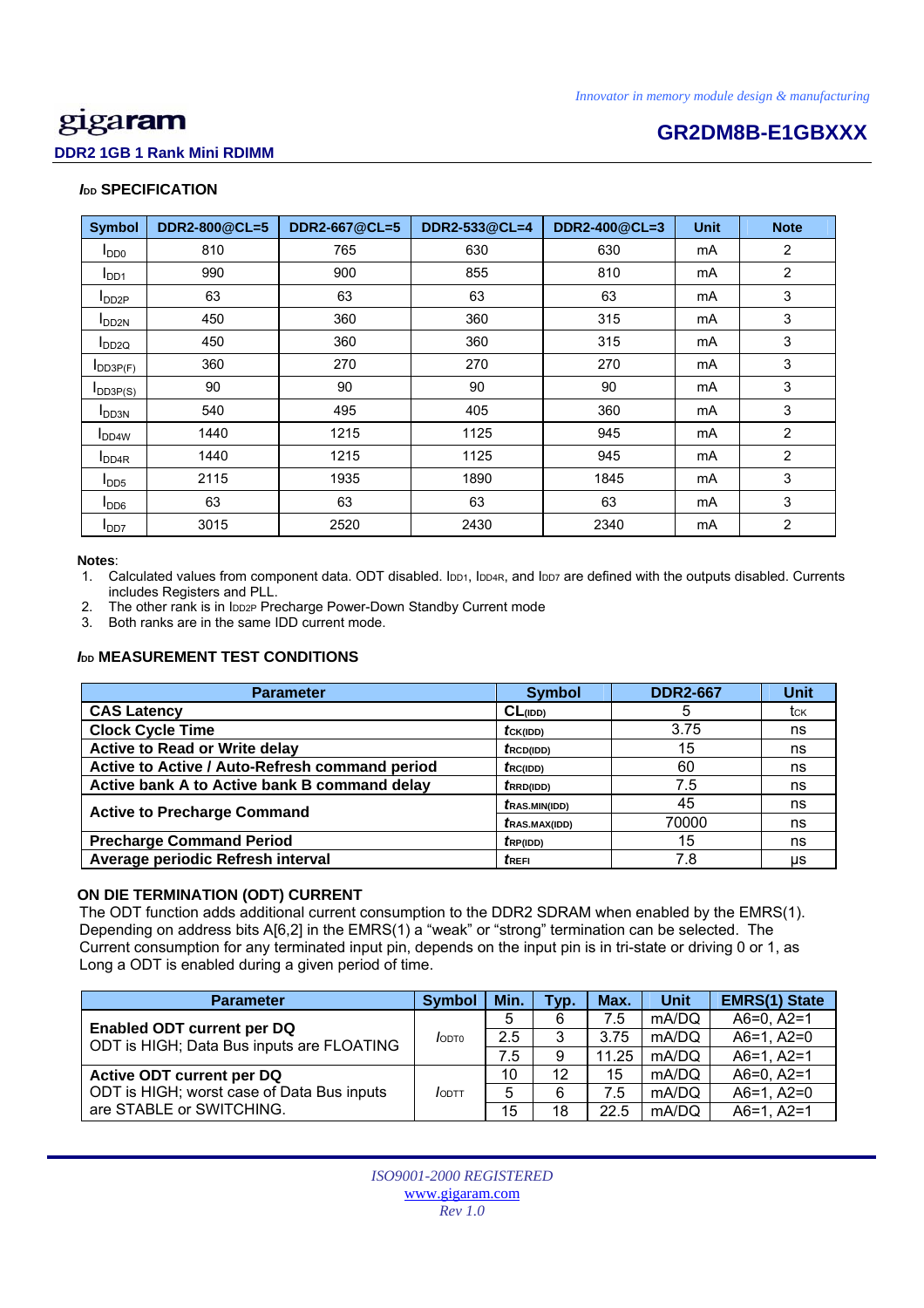## $I_{DD}$ SPECIFICATION

| Symbol | DDR2-800@CL=5 | DDR2-667@CL=5 | DDR2-533@CL=4 | DDR2-400@CL=3 | Unit | Note |
|---|---|---|---|---|---|---|
| $I_{DD0}$ | 810 | 765 | 630 | 630 | mA | 2 |
| $I_{DD1}$ | 990 | 900 | 855 | 810 | mA | 2 |
| $I_{DD2P}$ | 63 | 63 | 63 | 63 | mA | 3 |
| $I_{DD2N}$ | 450 | 360 | 360 | 315 | mA | 3 |
| $I_{DD2Q}$ | 450 | 360 | 360 | 315 | mA | 3 |
| $I_{DD3P(F)}$ | 360 | 270 | 270 | 270 | mA | 3 |
| $I_{DD3P(S)}$ | 90 | 90 | 90 | 90 | mA | 3 |
| $I_{DD3N}$ | 540 | 495 | 405 | 360 | mA | 3 |
| $I_{DD4W}$ | 1440 | 1215 | 1125 | 945 | mA | 2 |
| $I_{DD4R}$ | 1440 | 1215 | 1125 | 945 | mA | 2 |
| $I_{DD5}$ | 2115 | 1935 | 1890 | 1845 | mA | 3 |
| $I_{DD6}$ | 63 | 63 | 63 | 63 | mA | 3 |
| $I_{DD7}$ | 3015 | 2520 | 2430 | 2340 | mA | 2 |

**Notes**:
1. Calculated values from component data. ODT disabled. $I_{DD1}$, $I_{DD4R}$, and $I_{DD7}$ are defined with the outputs disabled. Currents includes Registers and PLL.
2. The other rank is in $I_{DD2P}$ Precharge Power-Down Standby Current mode
3. Both ranks are in the same IDD current mode.

## $I_{DD}$ MEASUREMENT TEST CONDITIONS

| Parameter | Symbol | DDR2-667 | Unit |
|---|---|---|---|
| **CAS Latency** | $CL_{(IDD)}$ | 5 | $t_{CK}$ |
| **Clock Cycle Time** | $t_{CK(IDD)}$ | 3.75 | ns |
| **Active to Read or Write delay** | $t_{RCD(IDD)}$ | 15 | ns |
| **Active to Active / Auto-Refresh command period** | $t_{RC(IDD)}$ | 60 | ns |
| **Active bank A to Active bank B command delay** | $t_{RRD(IDD)}$ | 7.5 | ns |
| **Active to Precharge Command** | $t_{RAS.MIN(IDD)}$ | 45 | ns |
| | $t_{RAS.MAX(IDD)}$ | 70000 | ns |
| **Precharge Command Period** | $t_{RP(IDD)}$ | 15 | ns |
| **Average periodic Refresh interval** | $t_{REFI}$ | 7.8 | µs |

## ON DIE TERMINATION (ODT) CURRENT

The ODT function adds additional current consumption to the DDR2 SDRAM when enabled by the EMRS(1). Depending on address bits A[6,2] in the EMRS(1) a "weak" or "strong" termination can be selected. The Current consumption for any terminated input pin, depends on the input pin is in tri-state or driving 0 or 1, as Long a ODT is enabled during a given period of time.

| Parameter | Symbol | Min. | Typ. | Max. | Unit | EMRS(1) State |
|---|---|---|---|---|---|---|
| **Enabled ODT current per DQ** ODT is HIGH; Data Bus inputs are FLOATING | $I_{ODTO}$ | 5 | 6 | 7.5 | mA/DQ | A6=0, A2=1 |
| | | 2.5 | 3 | 3.75 | mA/DQ | A6=1, A2=0 |
| | | 7.5 | 9 | 11.25 | mA/DQ | A6=1, A2=1 |
| **Active ODT current per DQ** ODT is HIGH; worst case of Data Bus inputs are STABLE or SWITCHING. | $I_{ODTT}$ | 10 | 12 | 15 | mA/DQ | A6=0, A2=1 |
| | | 5 | 6 | 7.5 | mA/DQ | A6=1, A2=0 |
| | | 15 | 18 | 22.5 | mA/DQ | A6=1, A2=1 |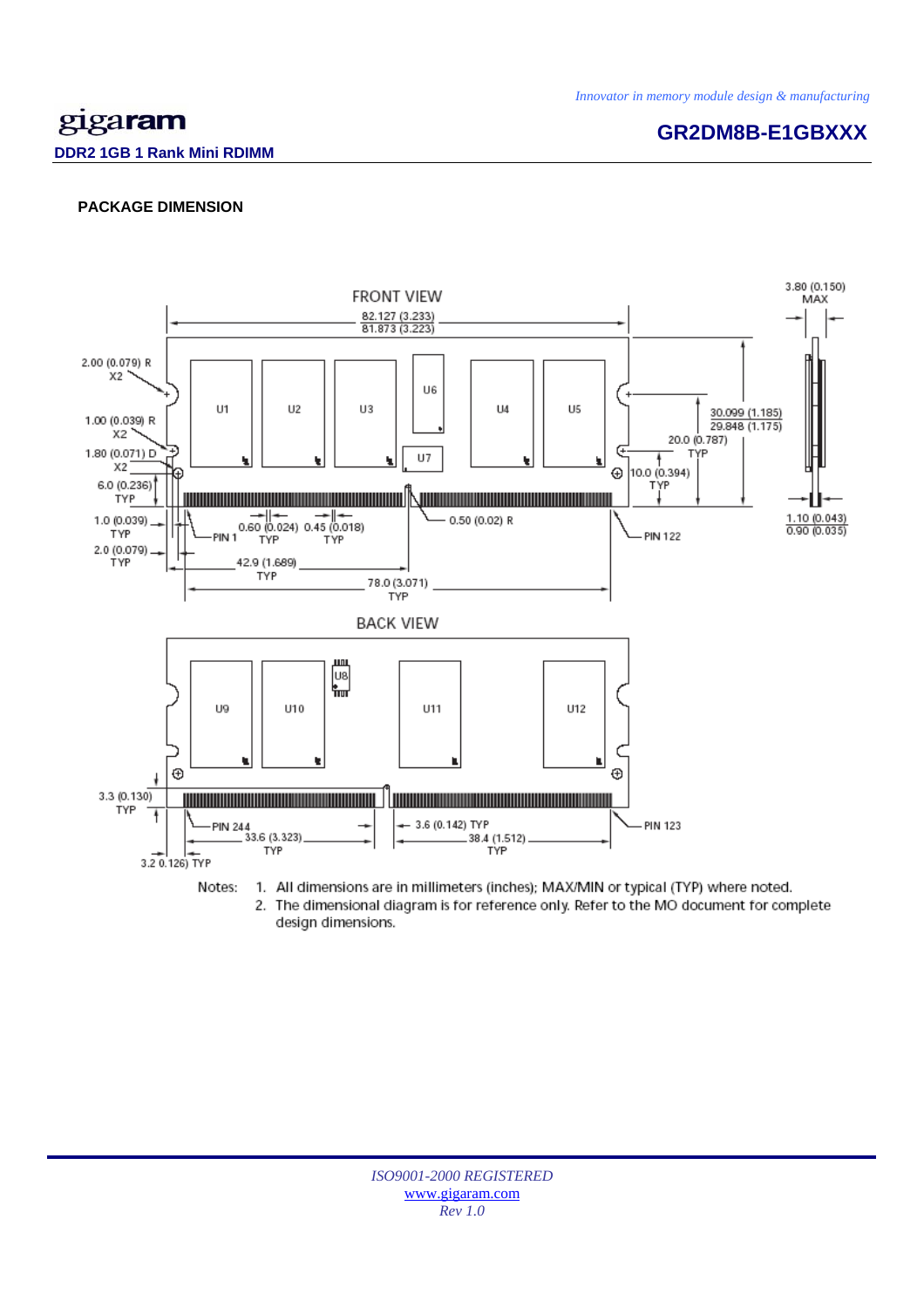*Innovator in memory module design & manufacturing*

gigaram

**DDR2 1GB 1 Rank Mini RDIMM**

**GR2DM8B-E1GBXXX**

**PACKAGE DIMENSION**

FRONT VIEW

82.127 (3.233)
81.873 (3.223)

3.80 (0.150)
MAX

2.00 (0.079) R
X2

1.00 (0.039) R
X2

1.80 (0.071) D
X2

6.0 (0.236)
TYP

U1 U2 U3 U6 U7 U4 U5

30.099 (1.185)
29.848 (1.175)

20.0 (0.787)
TYP

10.0 (0.394)
TYP

1.0 (0.039)
TYP

2.0 (0.079)
TYP

PIN 1

0.60 (0.024)
TYP

0.45 (0.018)
TYP

0.50 (0.02) R

PIN 122

1.10 (0.043)
0.90 (0.035)

42.9 (1.689)
TYP

78.0 (3.071)
TYP

BACK VIEW

U9 U10 U8 U11 U12

3.3 (0.130)
TYP

PIN 244

33.6 (3.323)
TYP

3.6 (0.142) TYP

38.4 (1.512)
TYP

PIN 123

3.2 0.126) TYP

Notes:
1. All dimensions are in millimeters (inches); MAX/MIN or typical (TYP) where noted.
2. The dimensional diagram is for reference only. Refer to the MO document for complete design dimensions.

*ISO9001-2000 REGISTERED*
www.gigaram.com
*Rev 1.0*